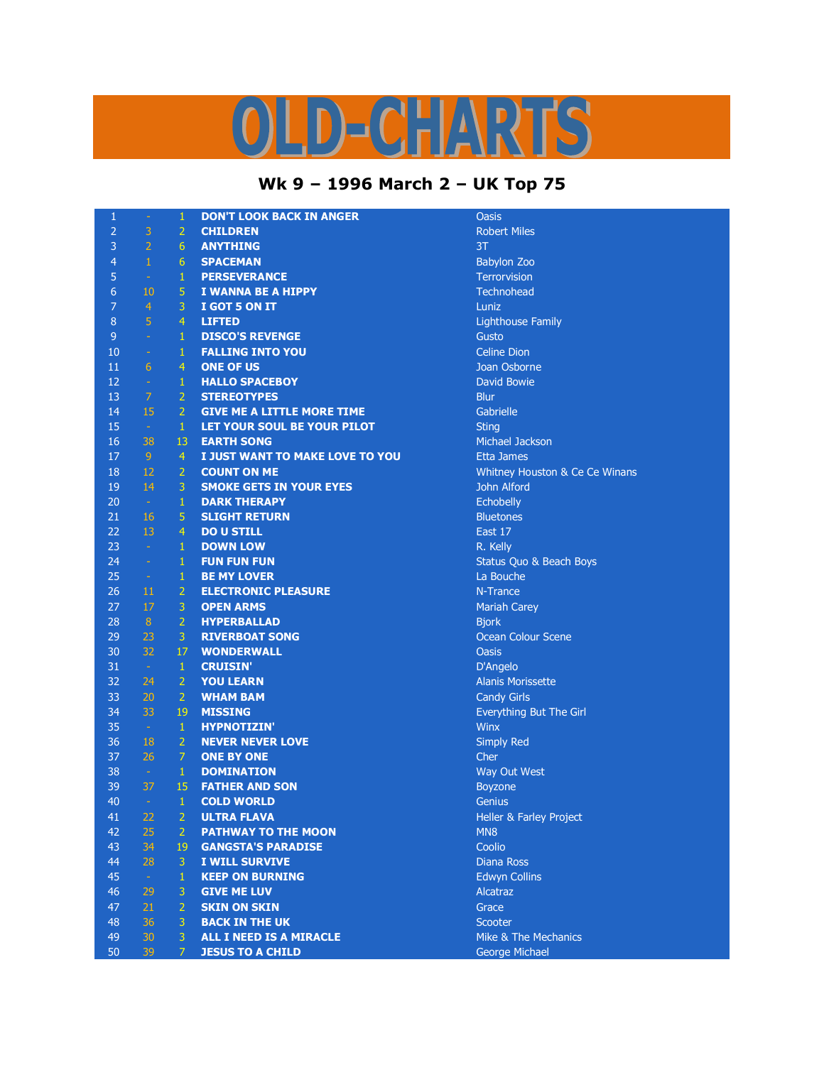# OLD-CHARTS

## Wk 9 – 1996 March 2 – UK Top 75

| | | | | |
|---|---|---|---|---|
| 1 | - | 1 | DON'T LOOK BACK IN ANGER | Oasis |
| 2 | 3 | 2 | CHILDREN | Robert Miles |
| 3 | 2 | 6 | ANYTHING | 3T |
| 4 | 1 | 6 | SPACEMAN | Babylon Zoo |
| 5 | - | 1 | PERSEVERANCE | Terrorvision |
| 6 | 10 | 5 | I WANNA BE A HIPPY | Technohead |
| 7 | 4 | 3 | I GOT 5 ON IT | Luniz |
| 8 | 5 | 4 | LIFTED | Lighthouse Family |
| 9 | - | 1 | DISCO'S REVENGE | Gusto |
| 10 | - | 1 | FALLING INTO YOU | Celine Dion |
| 11 | 6 | 4 | ONE OF US | Joan Osborne |
| 12 | - | 1 | HALLO SPACEBOY | David Bowie |
| 13 | 7 | 2 | STEREOTYPES | Blur |
| 14 | 15 | 2 | GIVE ME A LITTLE MORE TIME | Gabrielle |
| 15 | - | 1 | LET YOUR SOUL BE YOUR PILOT | Sting |
| 16 | 38 | 13 | EARTH SONG | Michael Jackson |
| 17 | 9 | 4 | I JUST WANT TO MAKE LOVE TO YOU | Etta James |
| 18 | 12 | 2 | COUNT ON ME | Whitney Houston & Ce Ce Winans |
| 19 | 14 | 3 | SMOKE GETS IN YOUR EYES | John Alford |
| 20 | - | 1 | DARK THERAPY | Echobelly |
| 21 | 16 | 5 | SLIGHT RETURN | Bluetones |
| 22 | 13 | 4 | DO U STILL | East 17 |
| 23 | - | 1 | DOWN LOW | R. Kelly |
| 24 | - | 1 | FUN FUN FUN | Status Quo & Beach Boys |
| 25 | - | 1 | BE MY LOVER | La Bouche |
| 26 | 11 | 2 | ELECTRONIC PLEASURE | N-Trance |
| 27 | 17 | 3 | OPEN ARMS | Mariah Carey |
| 28 | 8 | 2 | HYPERBALLAD | Bjork |
| 29 | 23 | 3 | RIVERBOAT SONG | Ocean Colour Scene |
| 30 | 32 | 17 | WONDERWALL | Oasis |
| 31 | - | 1 | CRUISIN' | D'Angelo |
| 32 | 24 | 2 | YOU LEARN | Alanis Morissette |
| 33 | 20 | 2 | WHAM BAM | Candy Girls |
| 34 | 33 | 19 | MISSING | Everything But The Girl |
| 35 | - | 1 | HYPNOTIZIN' | Winx |
| 36 | 18 | 2 | NEVER NEVER LOVE | Simply Red |
| 37 | 26 | 7 | ONE BY ONE | Cher |
| 38 | - | 1 | DOMINATION | Way Out West |
| 39 | 37 | 15 | FATHER AND SON | Boyzone |
| 40 | - | 1 | COLD WORLD | Genius |
| 41 | 22 | 2 | ULTRA FLAVA | Heller & Farley Project |
| 42 | 25 | 2 | PATHWAY TO THE MOON | MN8 |
| 43 | 34 | 19 | GANGSTA'S PARADISE | Coolio |
| 44 | 28 | 3 | I WILL SURVIVE | Diana Ross |
| 45 | - | 1 | KEEP ON BURNING | Edwyn Collins |
| 46 | 29 | 3 | GIVE ME LUV | Alcatraz |
| 47 | 21 | 2 | SKIN ON SKIN | Grace |
| 48 | 36 | 3 | BACK IN THE UK | Scooter |
| 49 | 30 | 3 | ALL I NEED IS A MIRACLE | Mike & The Mechanics |
| 50 | 39 | 7 | JESUS TO A CHILD | George Michael |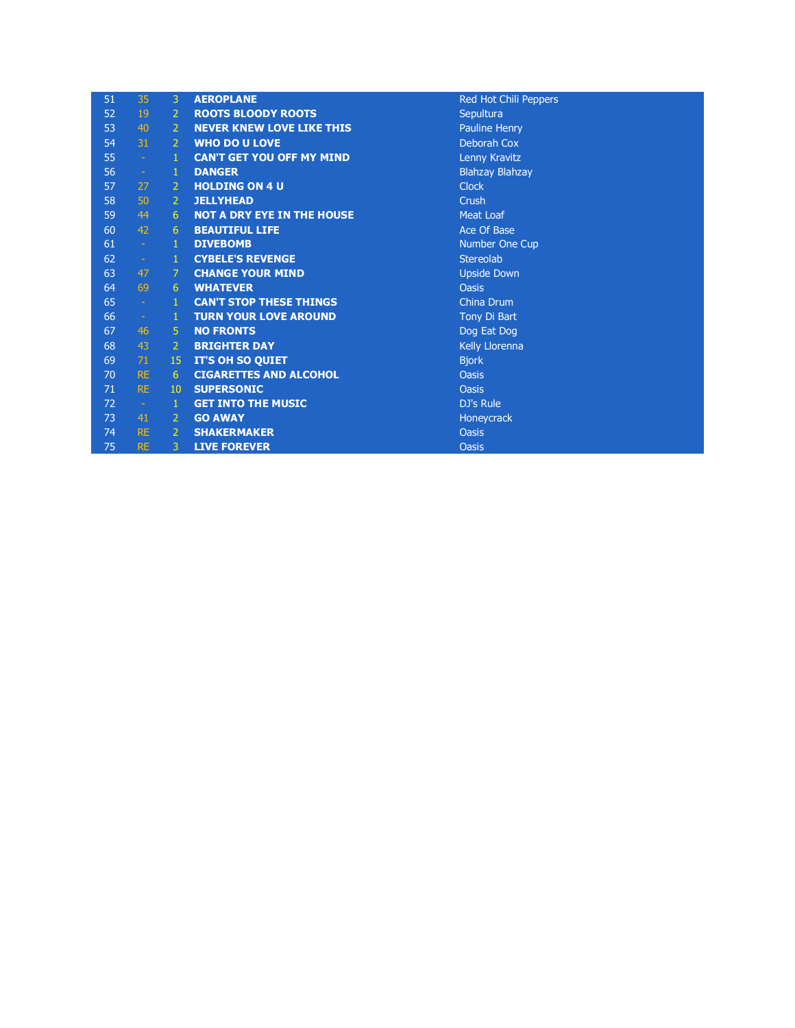| | | | | |
|---|---|---|---|---|
| 51 | 35 | 3 | **AEROPLANE** | Red Hot Chili Peppers |
| 52 | 19 | 2 | **ROOTS BLOODY ROOTS** | Sepultura |
| 53 | 40 | 2 | **NEVER KNEW LOVE LIKE THIS** | Pauline Henry |
| 54 | 31 | 2 | **WHO DO U LOVE** | Deborah Cox |
| 55 | - | 1 | **CAN'T GET YOU OFF MY MIND** | Lenny Kravitz |
| 56 | - | 1 | **DANGER** | Blahzay Blahzay |
| 57 | 27 | 2 | **HOLDING ON 4 U** | Clock |
| 58 | 50 | 2 | **JELLYHEAD** | Crush |
| 59 | 44 | 6 | **NOT A DRY EYE IN THE HOUSE** | Meat Loaf |
| 60 | 42 | 6 | **BEAUTIFUL LIFE** | Ace Of Base |
| 61 | - | 1 | **DIVEBOMB** | Number One Cup |
| 62 | - | 1 | **CYBELE'S REVENGE** | Stereolab |
| 63 | 47 | 7 | **CHANGE YOUR MIND** | Upside Down |
| 64 | 69 | 6 | **WHATEVER** | Oasis |
| 65 | - | 1 | **CAN'T STOP THESE THINGS** | China Drum |
| 66 | - | 1 | **TURN YOUR LOVE AROUND** | Tony Di Bart |
| 67 | 46 | 5 | **NO FRONTS** | Dog Eat Dog |
| 68 | 43 | 2 | **BRIGHTER DAY** | Kelly Llorenna |
| 69 | 71 | 15 | **IT'S OH SO QUIET** | Bjork |
| 70 | RE | 6 | **CIGARETTES AND ALCOHOL** | Oasis |
| 71 | RE | 10 | **SUPERSONIC** | Oasis |
| 72 | - | 1 | **GET INTO THE MUSIC** | DJ's Rule |
| 73 | 41 | 2 | **GO AWAY** | Honeycrack |
| 74 | RE | 2 | **SHAKERMAKER** | Oasis |
| 75 | RE | 3 | **LIVE FOREVER** | Oasis |